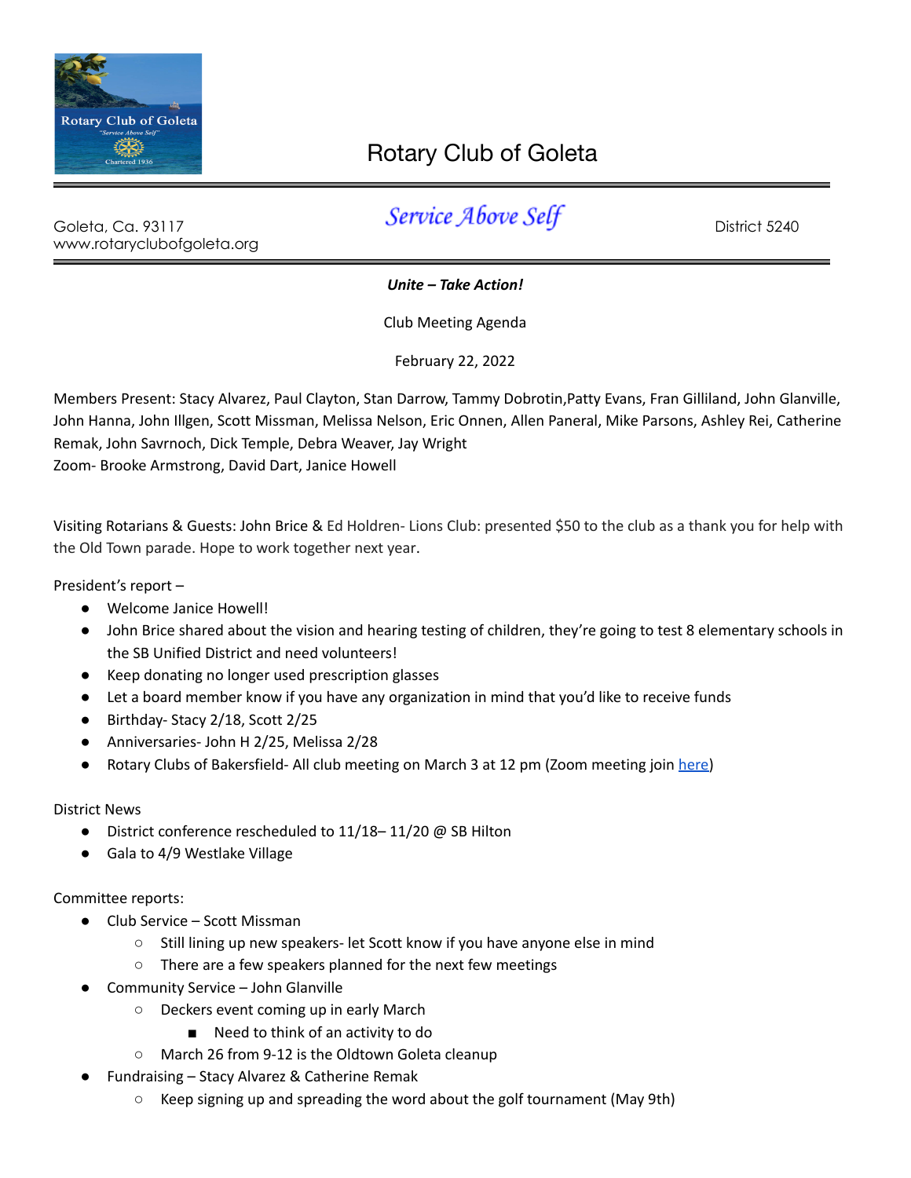# Rotary Club of Goleta

Goleta, Ca. 93117
www.rotaryclubofgoleta.org

*Service Above Self*

District 5240

***Unite – Take Action!***

Club Meeting Agenda

February 22, 2022

Members Present: Stacy Alvarez, Paul Clayton, Stan Darrow, Tammy Dobrotin,Patty Evans, Fran Gilliland, John Glanville, John Hanna, John Illgen, Scott Missman, Melissa Nelson, Eric Onnen, Allen Paneral, Mike Parsons, Ashley Rei, Catherine Remak, John Savrnoch, Dick Temple, Debra Weaver, Jay Wright
Zoom- Brooke Armstrong, David Dart, Janice Howell

Visiting Rotarians & Guests: John Brice & Ed Holdren- Lions Club: presented $50 to the club as a thank you for help with the Old Town parade. Hope to work together next year.

President's report –

- Welcome Janice Howell!
- John Brice shared about the vision and hearing testing of children, they're going to test 8 elementary schools in the SB Unified District and need volunteers!
- Keep donating no longer used prescription glasses
- Let a board member know if you have any organization in mind that you'd like to receive funds
- Birthday- Stacy 2/18, Scott 2/25
- Anniversaries- John H 2/25, Melissa 2/28
- Rotary Clubs of Bakersfield- All club meeting on March 3 at 12 pm (Zoom meeting join here)

District News

- District conference rescheduled to 11/18– 11/20 @ SB Hilton
- Gala to 4/9 Westlake Village

Committee reports:

- Club Service – Scott Missman
  - Still lining up new speakers- let Scott know if you have anyone else in mind
  - There are a few speakers planned for the next few meetings
- Community Service – John Glanville
  - Deckers event coming up in early March
    - Need to think of an activity to do
  - March 26 from 9-12 is the Oldtown Goleta cleanup
- Fundraising – Stacy Alvarez & Catherine Remak
  - Keep signing up and spreading the word about the golf tournament (May 9th)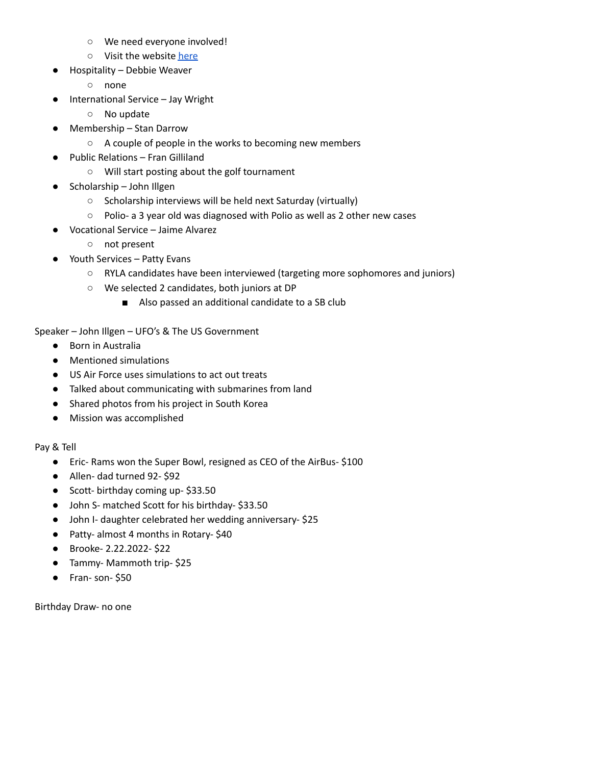- We need everyone involved!
  - Visit the website here
- Hospitality – Debbie Weaver
  - none
- International Service – Jay Wright
  - No update
- Membership – Stan Darrow
  - A couple of people in the works to becoming new members
- Public Relations – Fran Gilliland
  - Will start posting about the golf tournament
- Scholarship – John Illgen
  - Scholarship interviews will be held next Saturday (virtually)
  - Polio- a 3 year old was diagnosed with Polio as well as 2 other new cases
- Vocational Service – Jaime Alvarez
  - not present
- Youth Services – Patty Evans
  - RYLA candidates have been interviewed (targeting more sophomores and juniors)
  - We selected 2 candidates, both juniors at DP
    - Also passed an additional candidate to a SB club

Speaker – John Illgen – UFO's & The US Government

- Born in Australia
- Mentioned simulations
- US Air Force uses simulations to act out treats
- Talked about communicating with submarines from land
- Shared photos from his project in South Korea
- Mission was accomplished

Pay & Tell

- Eric- Rams won the Super Bowl, resigned as CEO of the AirBus- $100
- Allen- dad turned 92- $92
- Scott- birthday coming up- $33.50
- John S- matched Scott for his birthday- $33.50
- John I- daughter celebrated her wedding anniversary- $25
- Patty- almost 4 months in Rotary- $40
- Brooke- 2.22.2022- $22
- Tammy- Mammoth trip- $25
- Fran- son- $50

Birthday Draw- no one